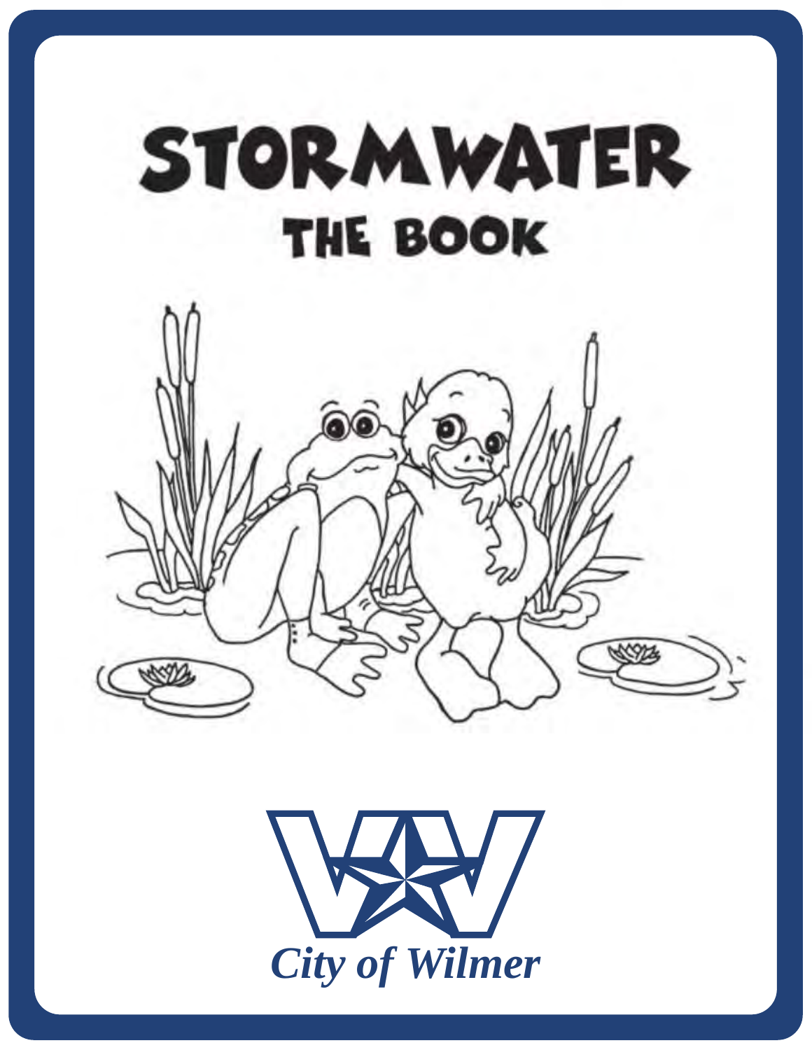# STORMWATER

## THE BOOK

City of Wilmer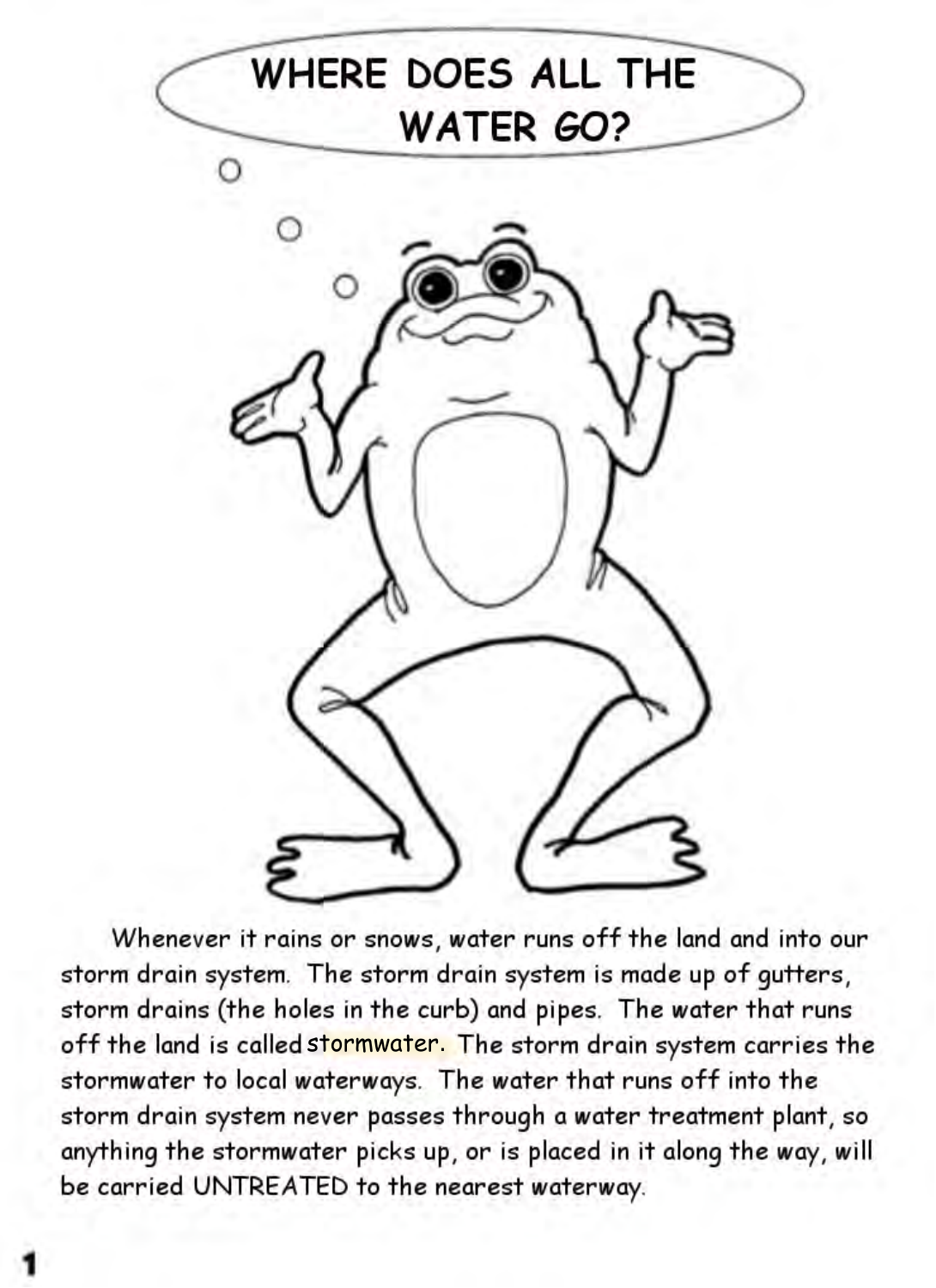# WHERE DOES ALL THE WATER GO?

Whenever it rains or snows, water runs off the land and into our storm drain system. The storm drain system is made up of gutters, storm drains (the holes in the curb) and pipes. The water that runs off the land is called stormwater. The storm drain system carries the stormwater to local waterways. The water that runs off into the storm drain system never passes through a water treatment plant, so anything the stormwater picks up, or is placed in it along the way, will be carried UNTREATED to the nearest waterway.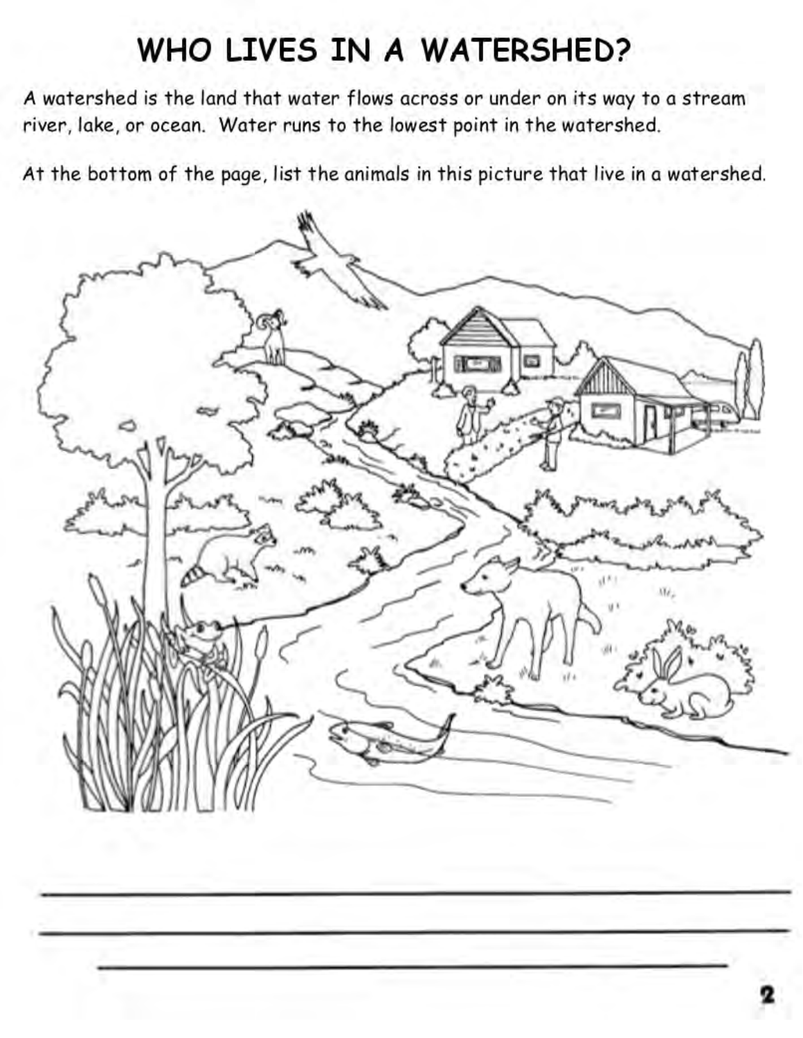# WHO LIVES IN A WATERSHED?

A watershed is the land that water flows across or under on its way to a stream river, lake, or ocean. Water runs to the lowest point in the watershed.

At the bottom of the page, list the animals in this picture that live in a watershed.

______________________________________________

______________________________________________

______________________________________________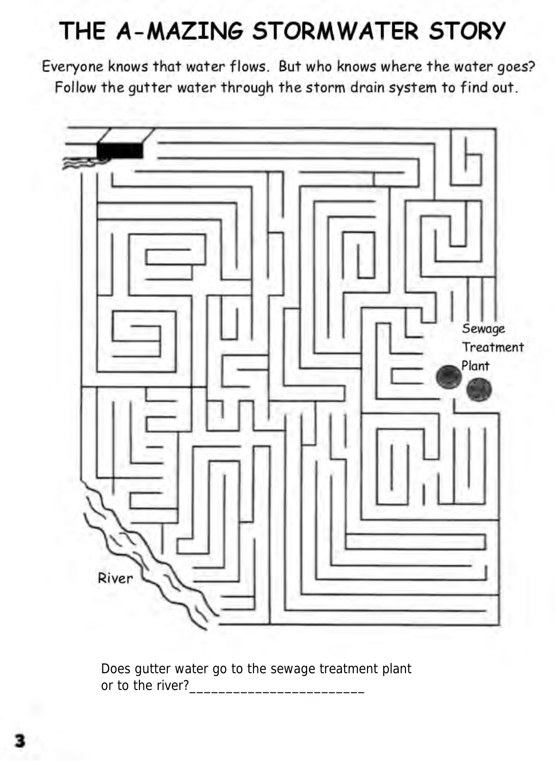# THE A-MAZING STORMWATER STORY

Everyone knows that water flows. But who knows where the water goes? Follow the gutter water through the storm drain system to find out.

Sewage Treatment Plant

River

Does gutter water go to the sewage treatment plant or to the river?________________________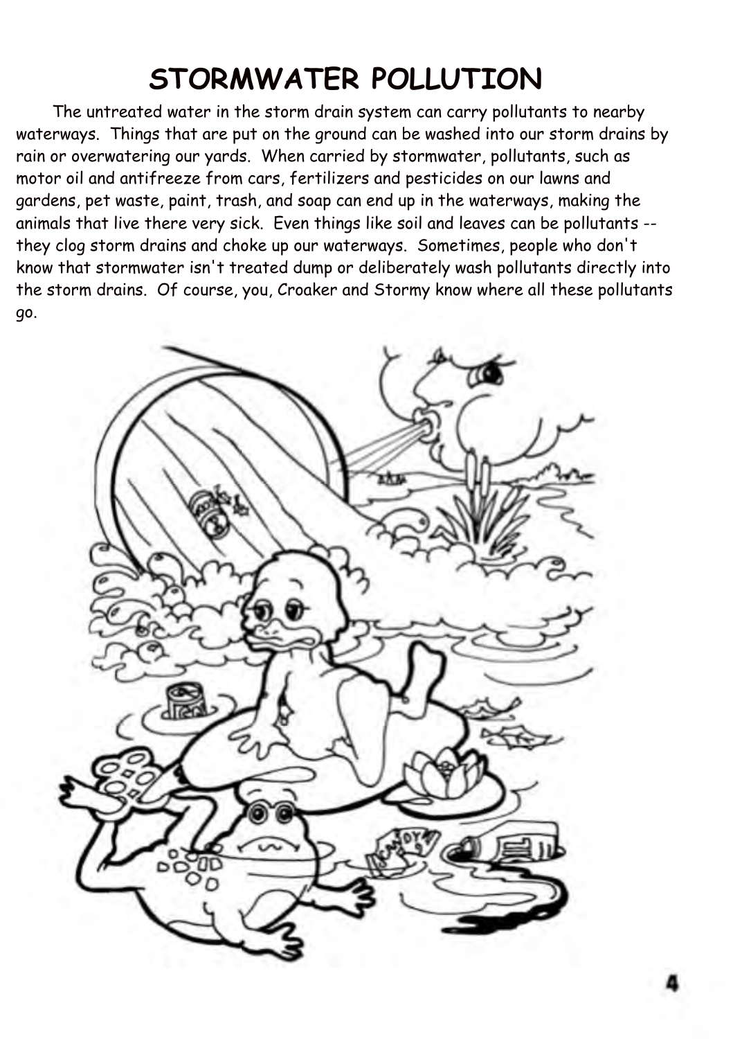# STORMWATER POLLUTION

The untreated water in the storm drain system can carry pollutants to nearby waterways. Things that are put on the ground can be washed into our storm drains by rain or overwatering our yards. When carried by stormwater, pollutants, such as motor oil and antifreeze from cars, fertilizers and pesticides on our lawns and gardens, pet waste, paint, trash, and soap can end up in the waterways, making the animals that live there very sick. Even things like soil and leaves can be pollutants -- they clog storm drains and choke up our waterways. Sometimes, people who don't know that stormwater isn't treated dump or deliberately wash pollutants directly into the storm drains. Of course, you, Croaker and Stormy know where all these pollutants go.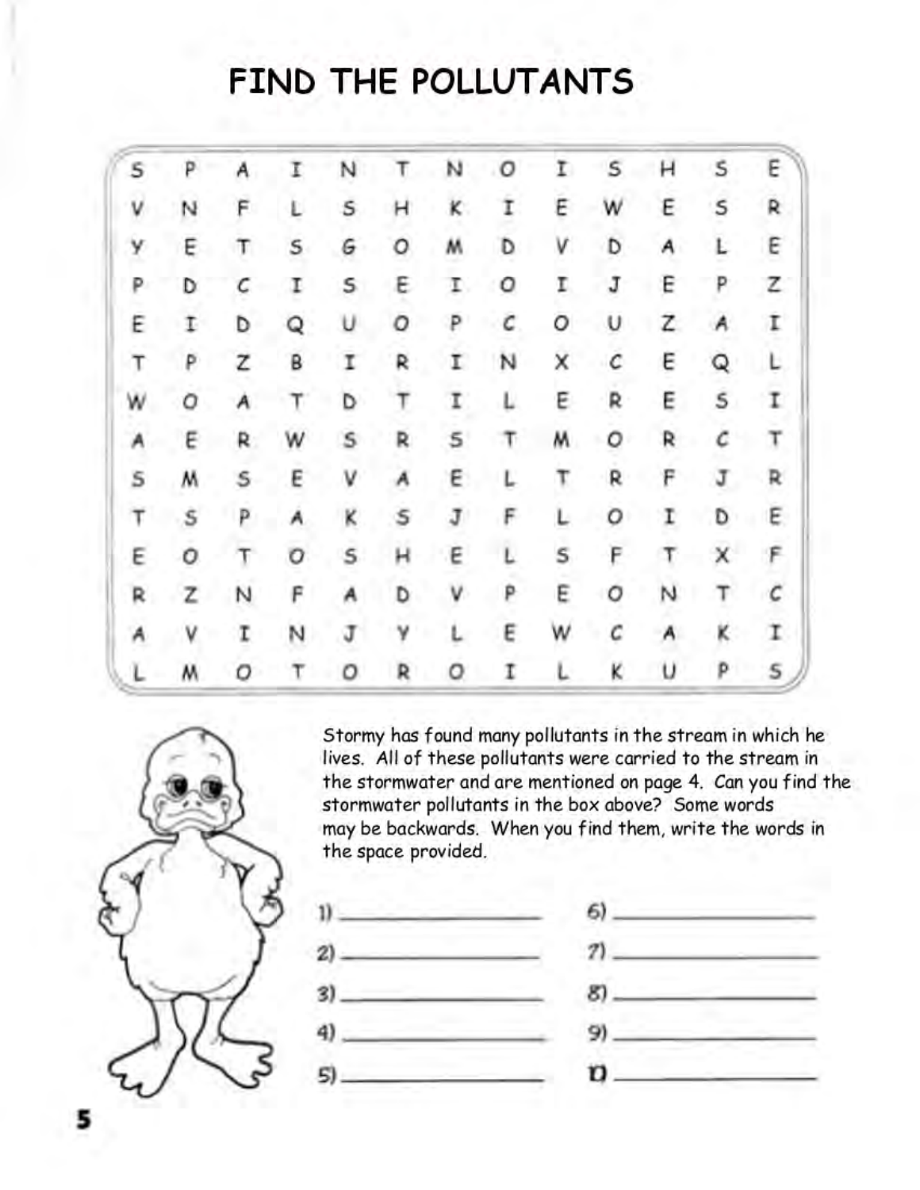# FIND THE POLLUTANTS

| | | | | | | | | | | | | |
|---|---|---|---|---|---|---|---|---|---|---|---|---|
| S | P | A | I | N | T | N | O | I | S | H | S | E |
| V | N | F | L | S | H | K | I | E | W | E | S | R |
| Y | E | T | S | G | O | M | D | V | D | A | L | E |
| P | D | C | I | S | E | I | O | I | J | E | P | Z |
| E | I | D | Q | U | O | P | C | O | U | Z | A | I |
| T | P | Z | B | I | R | I | N | X | C | E | Q | L |
| W | O | A | T | D | T | I | L | E | R | E | S | I |
| A | E | R | W | S | R | S | T | M | O | R | C | T |
| S | M | S | E | V | A | E | L | T | R | F | J | R |
| T | S | P | A | K | S | J | F | L | O | I | D | E |
| E | O | T | O | S | H | E | L | S | F | T | X | F |
| R | Z | N | F | A | D | V | P | E | O | N | T | C |
| A | V | I | N | J | Y | L | E | W | C | A | K | I |
| L | M | O | T | O | R | O | I | L | K | U | P | S |

Stormy has found many pollutants in the stream in which he lives. All of these pollutants were carried to the stream in the stormwater and are mentioned on page 4. Can you find the stormwater pollutants in the box above? Some words may be backwards. When you find them, write the words in the space provided.

1) ______________ 6) ______________

2) ______________ 7) ______________

3) ______________ 8) ______________

4) ______________ 9) ______________

5) ______________ 10) ______________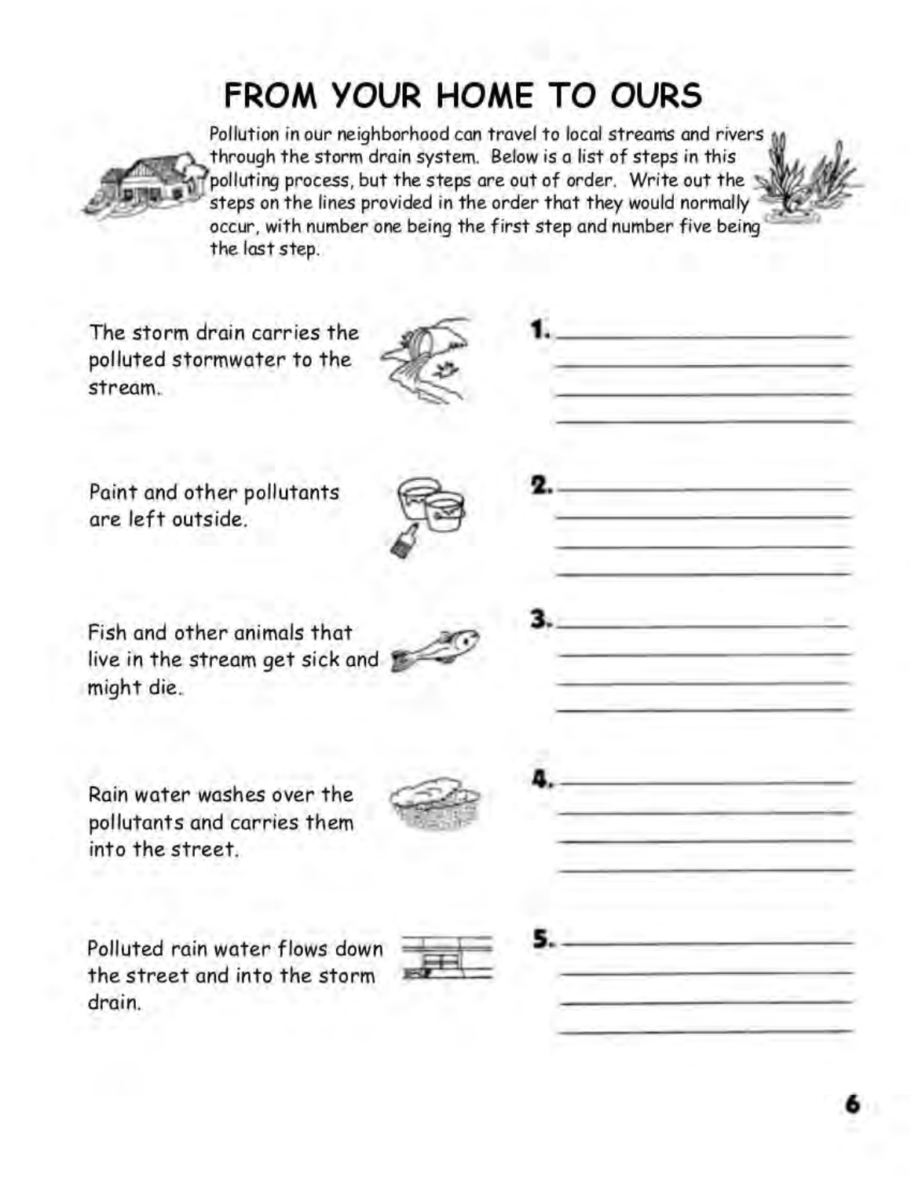# FROM YOUR HOME TO OURS

Pollution in our neighborhood can travel to local streams and rivers through the storm drain system. Below is a list of steps in this polluting process, but the steps are out of order. Write out the steps on the lines provided in the order that they would normally occur, with number one being the first step and number five being the last step.

The storm drain carries the polluted stormwater to the stream.

Paint and other pollutants are left outside.

Fish and other animals that live in the stream get sick and might die.

Rain water washes over the pollutants and carries them into the street.

Polluted rain water flows down the street and into the storm drain.

1. ______________________________
   ______________________________
   ______________________________
   ______________________________

2. ______________________________
   ______________________________
   ______________________________
   ______________________________

3. ______________________________
   ______________________________
   ______________________________
   ______________________________

4. ______________________________
   ______________________________
   ______________________________
   ______________________________

5. ______________________________
   ______________________________
   ______________________________
   ______________________________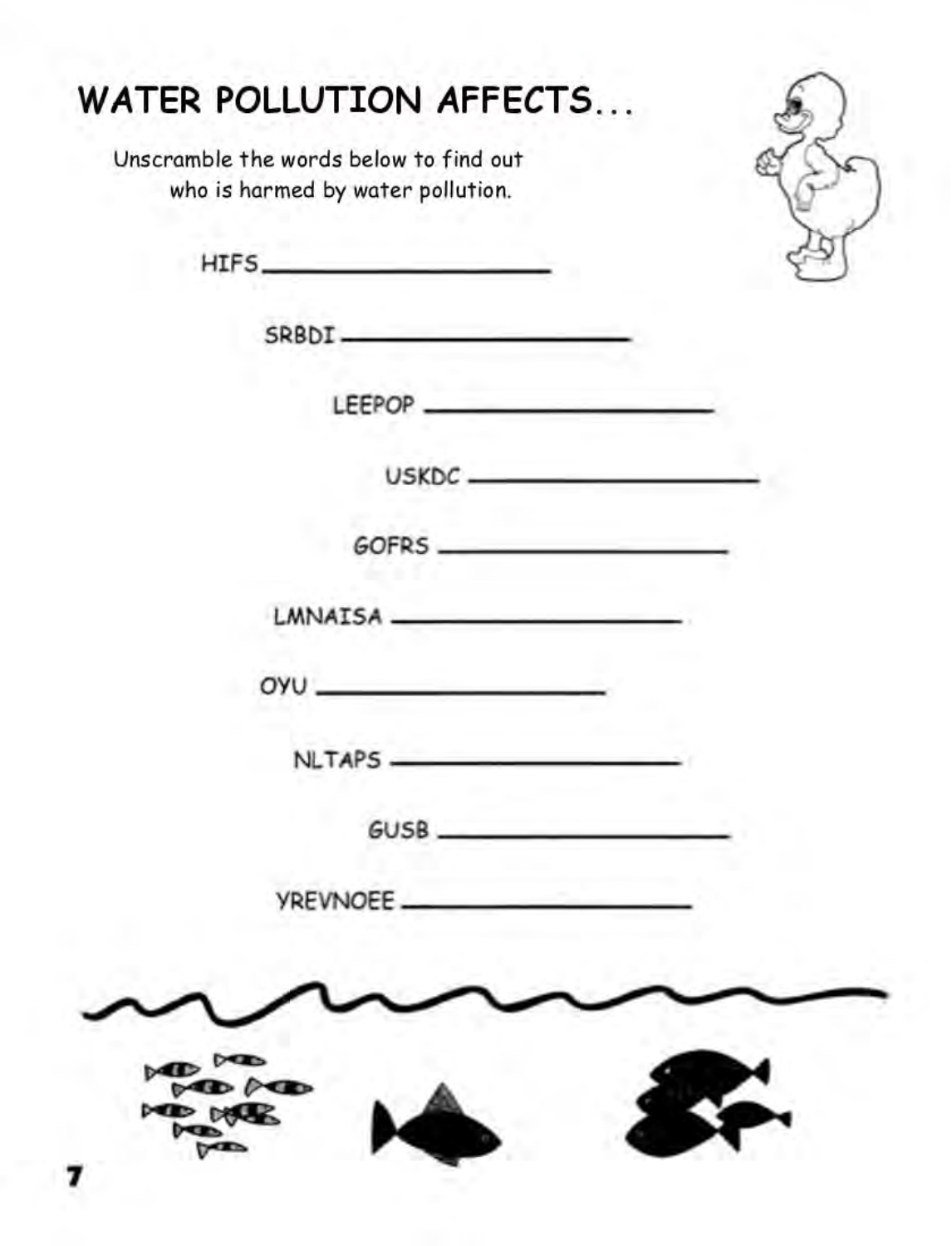# WATER POLLUTION AFFECTS...

Unscramble the words below to find out who is harmed by water pollution.

HIFS \_\_\_\_\_\_\_\_\_\_\_\_\_\_\_\_\_\_\_\_

SRBDI \_\_\_\_\_\_\_\_\_\_\_\_\_\_\_\_\_\_\_\_

LEEPOP \_\_\_\_\_\_\_\_\_\_\_\_\_\_\_\_\_\_\_\_

USKDC \_\_\_\_\_\_\_\_\_\_\_\_\_\_\_\_\_\_\_\_

GOFRS \_\_\_\_\_\_\_\_\_\_\_\_\_\_\_\_\_\_\_\_

LMNAISA \_\_\_\_\_\_\_\_\_\_\_\_\_\_\_\_\_\_\_\_

OYU \_\_\_\_\_\_\_\_\_\_\_\_\_\_\_\_\_\_\_\_

NLTAPS \_\_\_\_\_\_\_\_\_\_\_\_\_\_\_\_\_\_\_\_

GUSB \_\_\_\_\_\_\_\_\_\_\_\_\_\_\_\_\_\_\_\_

YREVNOEE \_\_\_\_\_\_\_\_\_\_\_\_\_\_\_\_\_\_\_\_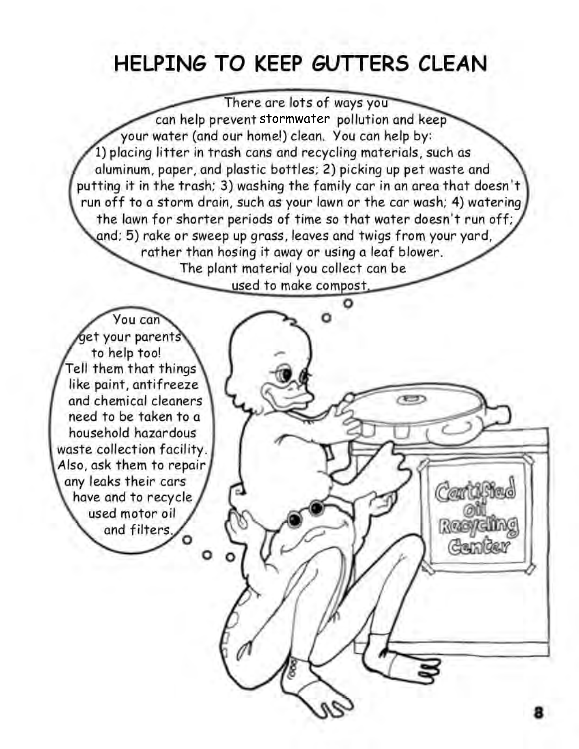# HELPING TO KEEP GUTTERS CLEAN

There are lots of ways you can help prevent stormwater pollution and keep your water (and our home!) clean. You can help by: 1) placing litter in trash cans and recycling materials, such as aluminum, paper, and plastic bottles; 2) picking up pet waste and putting it in the trash; 3) washing the family car in an area that doesn't run off to a storm drain, such as your lawn or the car wash; 4) watering the lawn for shorter periods of time so that water doesn't run off; and; 5) rake or sweep up grass, leaves and twigs from your yard, rather than hosing it away or using a leaf blower. The plant material you collect can be used to make compost.

You can get your parents to help too! Tell them that things like paint, antifreeze and chemical cleaners need to be taken to a household hazardous waste collection facility. Also, ask them to repair any leaks their cars have and to recycle used motor oil and filters.

Certified Oil Recycling Center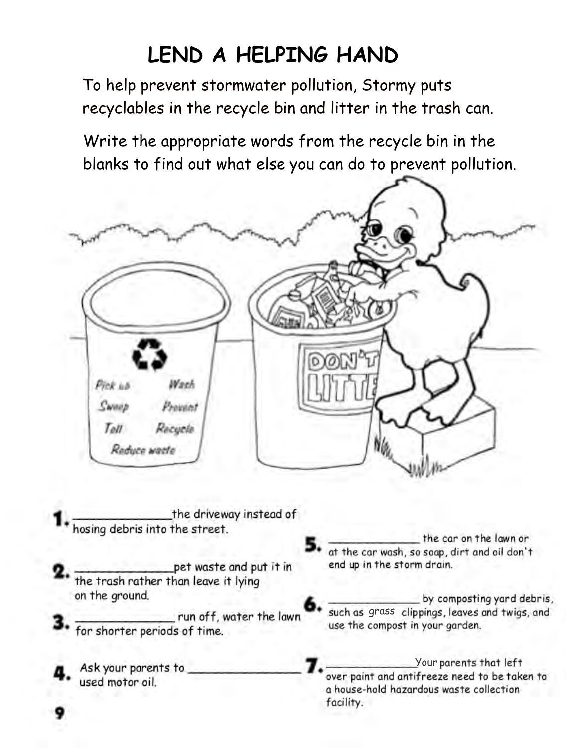# LEND A HELPING HAND

To help prevent stormwater pollution, Stormy puts recyclables in the recycle bin and litter in the trash can.

Write the appropriate words from the recycle bin in the blanks to find out what else you can do to prevent pollution.

Pick up | Wash
Sweep | Prevent
Tell | Recycle
Reduce waste

DON'T LITTER

1. ______________ the driveway instead of hosing debris into the street.

2. ______________ pet waste and put it in the trash rather than leave it lying on the ground.

3. ______________ run off, water the lawn for shorter periods of time.

4. Ask your parents to ______________ used motor oil.

5. ______________ the car on the lawn or at the car wash, so soap, dirt and oil don't end up in the storm drain.

6. ______________ by composting yard debris, such as grass clippings, leaves and twigs, and use the compost in your garden.

7. ______________ Your parents that left over paint and antifreeze need to be taken to a house-hold hazardous waste collection facility.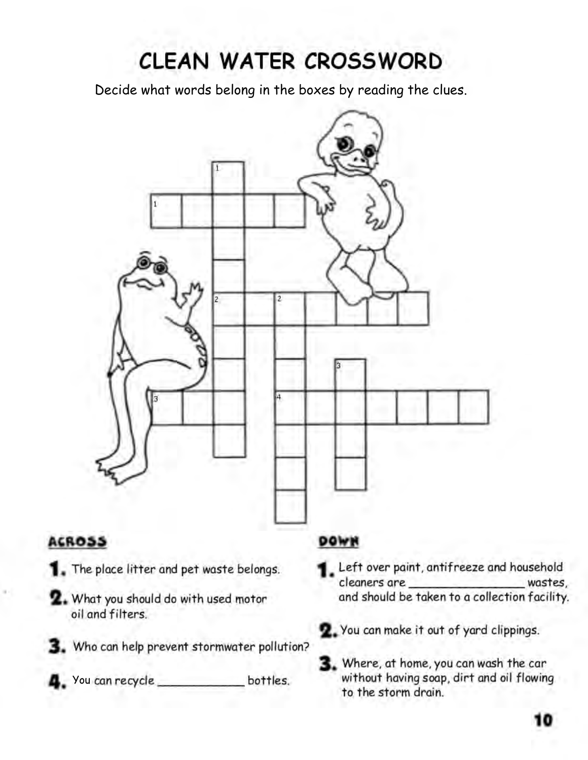# CLEAN WATER CROSSWORD

Decide what words belong in the boxes by reading the clues.

## ACROSS

1. The place litter and pet waste belongs.
2. What you should do with used motor oil and filters.
3. Who can help prevent stormwater pollution?
4. You can recycle ____________ bottles.

## DOWN

1. Left over paint, antifreeze and household cleaners are ________________ wastes, and should be taken to a collection facility.
2. You can make it out of yard clippings.
3. Where, at home, you can wash the car without having soap, dirt and oil flowing to the storm drain.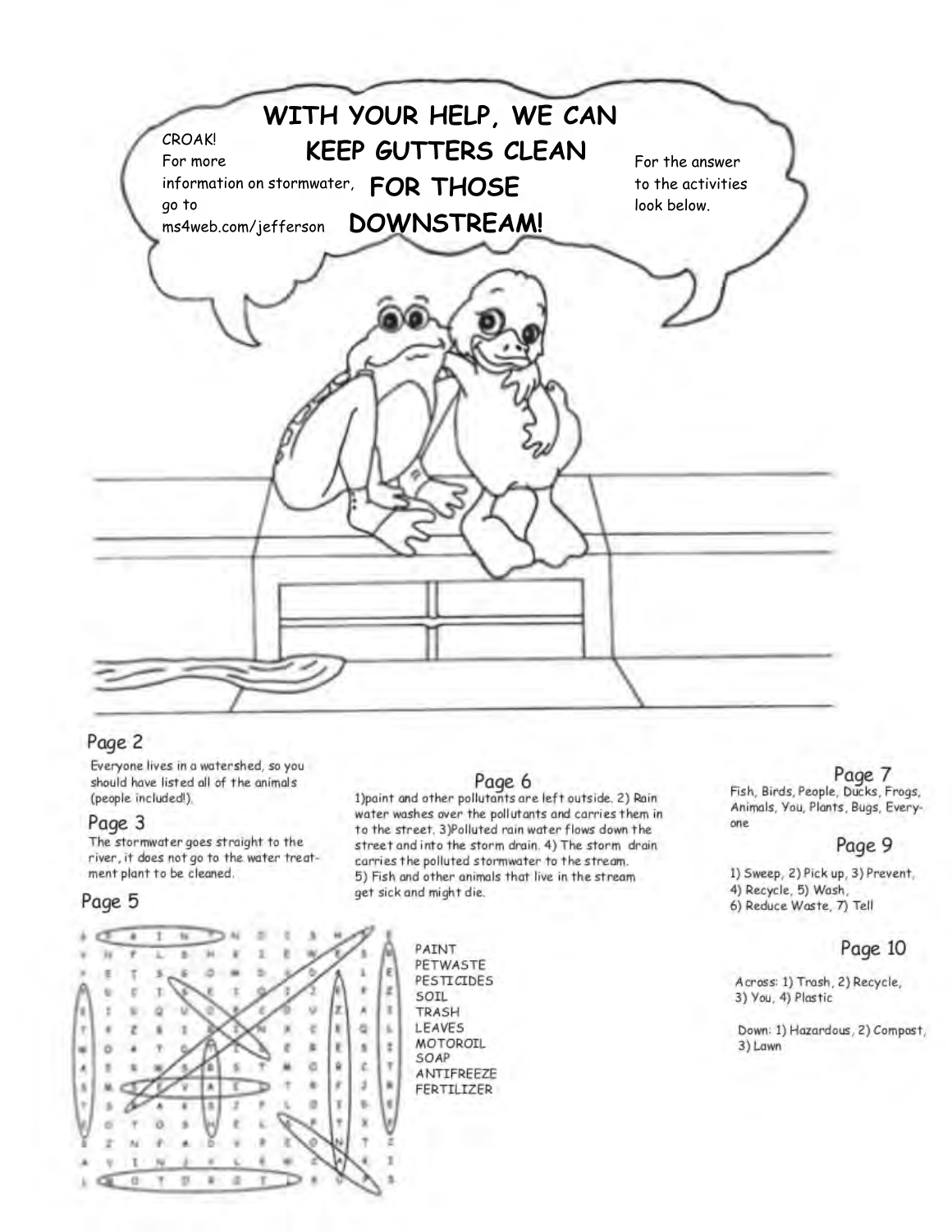CROAK!
For more information on stormwater, go to ms4web.com/jefferson

**WITH YOUR HELP, WE CAN KEEP GUTTERS CLEAN FOR THOSE DOWNSTREAM!**

For the answer to the activities look below.

## Page 2

Everyone lives in a watershed, so you should have listed all of the animals (people included!).

## Page 3

The stormwater goes straight to the river, it does not go to the water treatment plant to be cleaned.

## Page 5

PAINT
PETWASTE
PESTICIDES
SOIL
TRASH
LEAVES
MOTOROIL
SOAP
ANTIFREEZE
FERTILIZER

## Page 6

1)paint and other pollutants are left outside. 2) Rain water washes over the pollutants and carries them in to the street. 3)Polluted rain water flows down the street and into the storm drain. 4) The storm drain carries the polluted stormwater to the stream. 5) Fish and other animals that live in the stream get sick and might die.

## Page 7

Fish, Birds, People, Ducks, Frogs, Animals, You, Plants, Bugs, Everyone

## Page 9

1) Sweep, 2) Pick up, 3) Prevent, 4) Recycle, 5) Wash, 6) Reduce Waste, 7) Tell

## Page 10

Across: 1) Trash, 2) Recycle, 3) You, 4) Plastic

Down: 1) Hazardous, 2) Compost, 3) Lawn